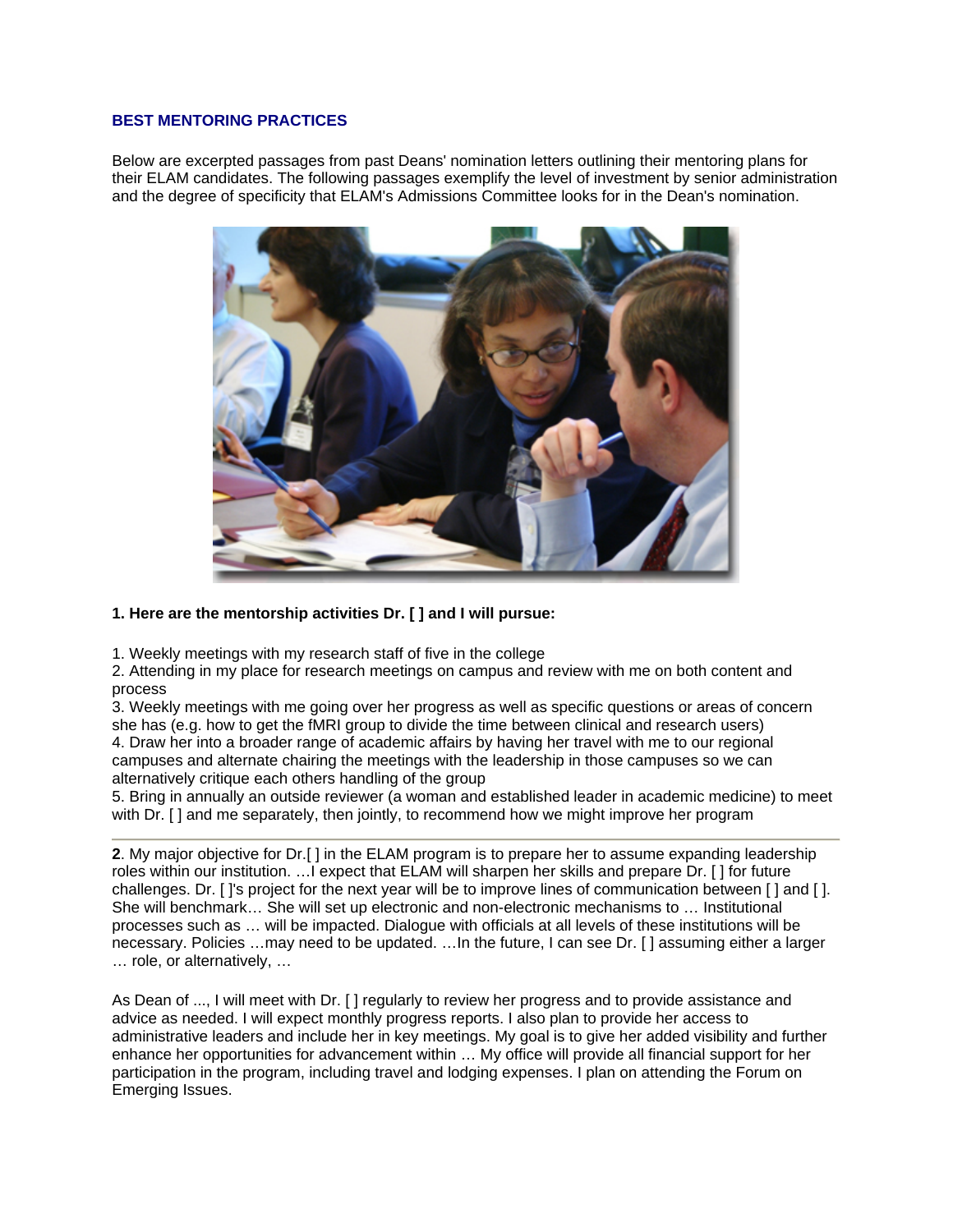## BEST MENTORING PRACTICES

Below are excerpted passages from past Deans' nomination letters outlining their mentoring plans for their ELAM candidates. The following passages exemplify the level of investment by senior administration and the degree of specificity that ELAM's Admissions Committee looks for in the Dean's nomination.

**1. Here are the mentorship activities Dr. [ ] and I will pursue:**

1. Weekly meetings with my research staff of five in the college
2. Attending in my place for research meetings on campus and review with me on both content and process
3. Weekly meetings with me going over her progress as well as specific questions or areas of concern she has (e.g. how to get the fMRI group to divide the time between clinical and research users)
4. Draw her into a broader range of academic affairs by having her travel with me to our regional campuses and alternate chairing the meetings with the leadership in those campuses so we can alternatively critique each others handling of the group
5. Bring in annually an outside reviewer (a woman and established leader in academic medicine) to meet with Dr. [ ] and me separately, then jointly, to recommend how we might improve her program

---

**2**. My major objective for Dr.[ ] in the ELAM program is to prepare her to assume expanding leadership roles within our institution. …I expect that ELAM will sharpen her skills and prepare Dr. [ ] for future challenges. Dr. [ ]'s project for the next year will be to improve lines of communication between [ ] and [ ]. She will benchmark… She will set up electronic and non-electronic mechanisms to … Institutional processes such as … will be impacted. Dialogue with officials at all levels of these institutions will be necessary. Policies …may need to be updated. …In the future, I can see Dr. [ ] assuming either a larger … role, or alternatively, …

As Dean of ..., I will meet with Dr. [ ] regularly to review her progress and to provide assistance and advice as needed. I will expect monthly progress reports. I also plan to provide her access to administrative leaders and include her in key meetings. My goal is to give her added visibility and further enhance her opportunities for advancement within … My office will provide all financial support for her participation in the program, including travel and lodging expenses. I plan on attending the Forum on Emerging Issues.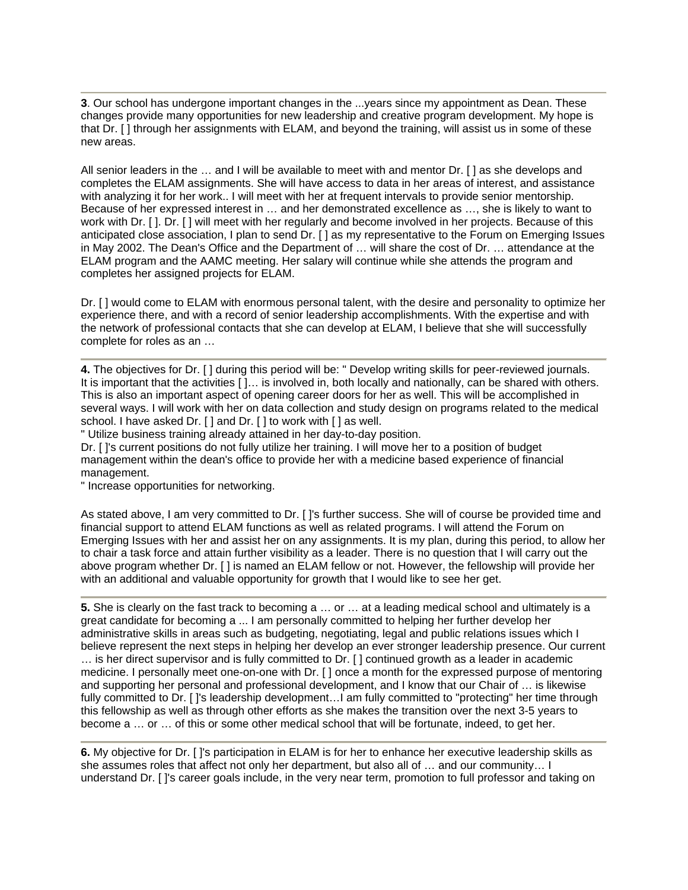---

**3**. Our school has undergone important changes in the ...years since my appointment as Dean. These changes provide many opportunities for new leadership and creative program development. My hope is that Dr. [ ] through her assignments with ELAM, and beyond the training, will assist us in some of these new areas.

All senior leaders in the … and I will be available to meet with and mentor Dr. [ ] as she develops and completes the ELAM assignments. She will have access to data in her areas of interest, and assistance with analyzing it for her work.. I will meet with her at frequent intervals to provide senior mentorship. Because of her expressed interest in … and her demonstrated excellence as …, she is likely to want to work with Dr. [ ]. Dr. [ ] will meet with her regularly and become involved in her projects. Because of this anticipated close association, I plan to send Dr. [ ] as my representative to the Forum on Emerging Issues in May 2002. The Dean's Office and the Department of … will share the cost of Dr. … attendance at the ELAM program and the AAMC meeting. Her salary will continue while she attends the program and completes her assigned projects for ELAM.

Dr. [ ] would come to ELAM with enormous personal talent, with the desire and personality to optimize her experience there, and with a record of senior leadership accomplishments. With the expertise and with the network of professional contacts that she can develop at ELAM, I believe that she will successfully complete for roles as an …

---

**4.** The objectives for Dr. [ ] during this period will be: " Develop writing skills for peer-reviewed journals. It is important that the activities [ ]… is involved in, both locally and nationally, can be shared with others. This is also an important aspect of opening career doors for her as well. This will be accomplished in several ways. I will work with her on data collection and study design on programs related to the medical school. I have asked Dr. [ ] and Dr. [ ] to work with [ ] as well.
" Utilize business training already attained in her day-to-day position.
Dr. [ ]'s current positions do not fully utilize her training. I will move her to a position of budget management within the dean's office to provide her with a medicine based experience of financial management.
" Increase opportunities for networking.

As stated above, I am very committed to Dr. [ ]'s further success. She will of course be provided time and financial support to attend ELAM functions as well as related programs. I will attend the Forum on Emerging Issues with her and assist her on any assignments. It is my plan, during this period, to allow her to chair a task force and attain further visibility as a leader. There is no question that I will carry out the above program whether Dr. [ ] is named an ELAM fellow or not. However, the fellowship will provide her with an additional and valuable opportunity for growth that I would like to see her get.

---

**5.** She is clearly on the fast track to becoming a … or … at a leading medical school and ultimately is a great candidate for becoming a ... I am personally committed to helping her further develop her administrative skills in areas such as budgeting, negotiating, legal and public relations issues which I believe represent the next steps in helping her develop an ever stronger leadership presence. Our current … is her direct supervisor and is fully committed to Dr. [ ] continued growth as a leader in academic medicine. I personally meet one-on-one with Dr. [ ] once a month for the expressed purpose of mentoring and supporting her personal and professional development, and I know that our Chair of … is likewise fully committed to Dr. [ ]'s leadership development…I am fully committed to "protecting" her time through this fellowship as well as through other efforts as she makes the transition over the next 3-5 years to become a … or … of this or some other medical school that will be fortunate, indeed, to get her.

---

**6.** My objective for Dr. [ ]'s participation in ELAM is for her to enhance her executive leadership skills as she assumes roles that affect not only her department, but also all of … and our community… I understand Dr. [ ]'s career goals include, in the very near term, promotion to full professor and taking on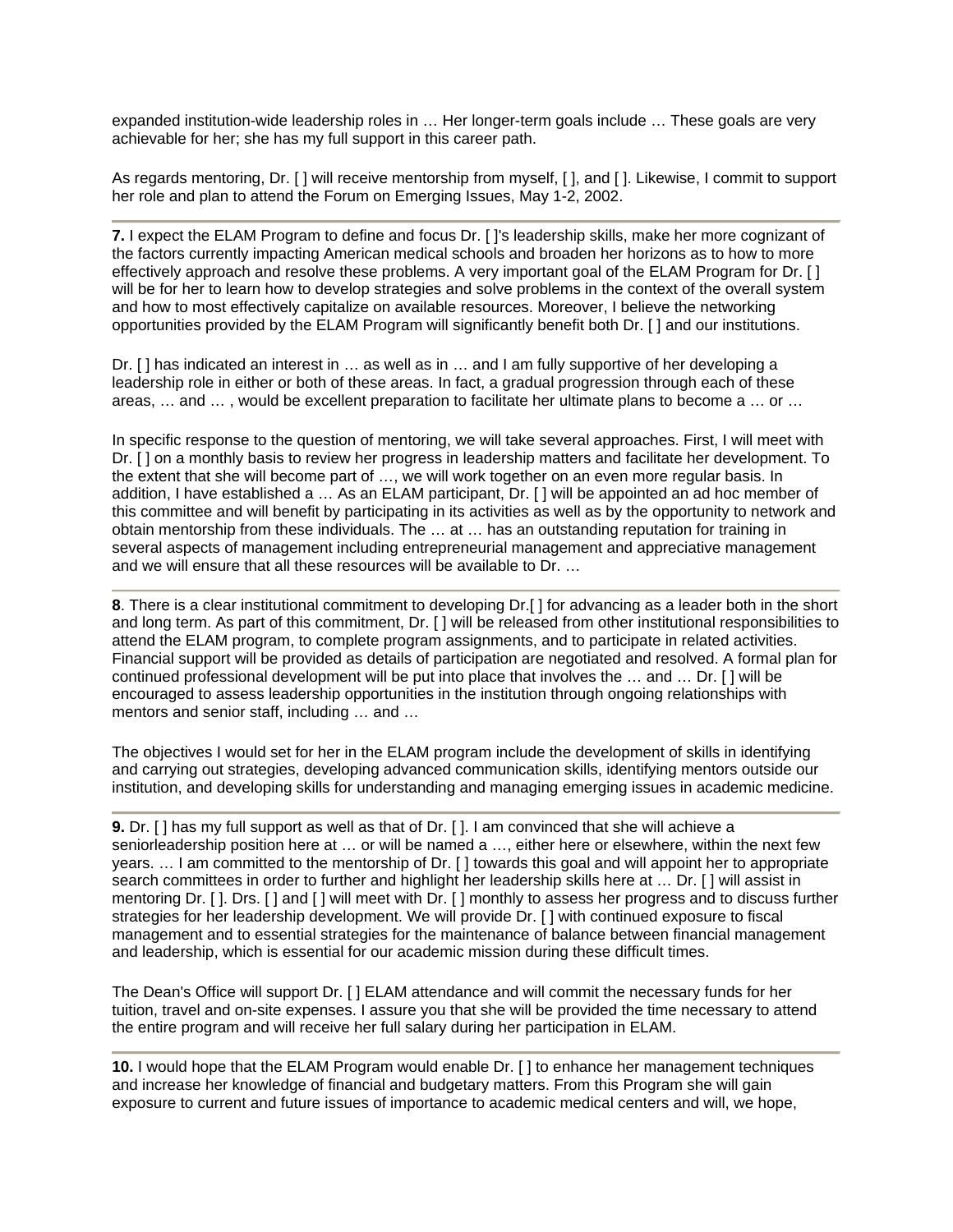expanded institution-wide leadership roles in … Her longer-term goals include … These goals are very achievable for her; she has my full support in this career path.

As regards mentoring, Dr. [ ] will receive mentorship from myself, [ ], and [ ]. Likewise, I commit to support her role and plan to attend the Forum on Emerging Issues, May 1-2, 2002.

---

**7.** I expect the ELAM Program to define and focus Dr. [ ]'s leadership skills, make her more cognizant of the factors currently impacting American medical schools and broaden her horizons as to how to more effectively approach and resolve these problems. A very important goal of the ELAM Program for Dr. [ ] will be for her to learn how to develop strategies and solve problems in the context of the overall system and how to most effectively capitalize on available resources. Moreover, I believe the networking opportunities provided by the ELAM Program will significantly benefit both Dr. [ ] and our institutions.

Dr. [ ] has indicated an interest in … as well as in … and I am fully supportive of her developing a leadership role in either or both of these areas. In fact, a gradual progression through each of these areas, … and … , would be excellent preparation to facilitate her ultimate plans to become a … or …

In specific response to the question of mentoring, we will take several approaches. First, I will meet with Dr. [ ] on a monthly basis to review her progress in leadership matters and facilitate her development. To the extent that she will become part of …, we will work together on an even more regular basis. In addition, I have established a … As an ELAM participant, Dr. [ ] will be appointed an ad hoc member of this committee and will benefit by participating in its activities as well as by the opportunity to network and obtain mentorship from these individuals. The … at … has an outstanding reputation for training in several aspects of management including entrepreneurial management and appreciative management and we will ensure that all these resources will be available to Dr. …

---

**8**. There is a clear institutional commitment to developing Dr.[ ] for advancing as a leader both in the short and long term. As part of this commitment, Dr. [ ] will be released from other institutional responsibilities to attend the ELAM program, to complete program assignments, and to participate in related activities. Financial support will be provided as details of participation are negotiated and resolved. A formal plan for continued professional development will be put into place that involves the … and … Dr. [ ] will be encouraged to assess leadership opportunities in the institution through ongoing relationships with mentors and senior staff, including … and …

The objectives I would set for her in the ELAM program include the development of skills in identifying and carrying out strategies, developing advanced communication skills, identifying mentors outside our institution, and developing skills for understanding and managing emerging issues in academic medicine.

---

**9.** Dr. [ ] has my full support as well as that of Dr. [ ]. I am convinced that she will achieve a seniorleadership position here at … or will be named a …, either here or elsewhere, within the next few years. … I am committed to the mentorship of Dr. [ ] towards this goal and will appoint her to appropriate search committees in order to further and highlight her leadership skills here at … Dr. [ ] will assist in mentoring Dr. [ ]. Drs. [ ] and [ ] will meet with Dr. [ ] monthly to assess her progress and to discuss further strategies for her leadership development. We will provide Dr. [ ] with continued exposure to fiscal management and to essential strategies for the maintenance of balance between financial management and leadership, which is essential for our academic mission during these difficult times.

The Dean's Office will support Dr. [ ] ELAM attendance and will commit the necessary funds for her tuition, travel and on-site expenses. I assure you that she will be provided the time necessary to attend the entire program and will receive her full salary during her participation in ELAM.

---

**10.** I would hope that the ELAM Program would enable Dr. [ ] to enhance her management techniques and increase her knowledge of financial and budgetary matters. From this Program she will gain exposure to current and future issues of importance to academic medical centers and will, we hope,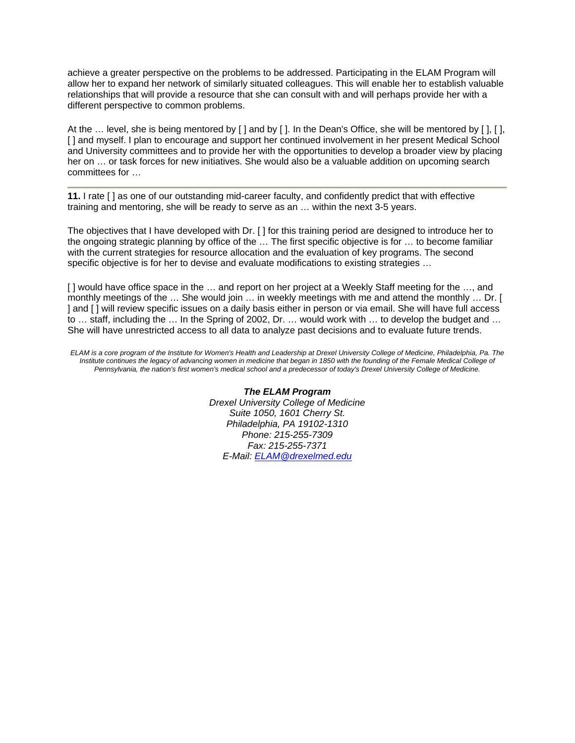achieve a greater perspective on the problems to be addressed. Participating in the ELAM Program will allow her to expand her network of similarly situated colleagues. This will enable her to establish valuable relationships that will provide a resource that she can consult with and will perhaps provide her with a different perspective to common problems.

At the … level, she is being mentored by [ ] and by [ ]. In the Dean's Office, she will be mentored by [ ], [ ], [ ] and myself. I plan to encourage and support her continued involvement in her present Medical School and University committees and to provide her with the opportunities to develop a broader view by placing her on … or task forces for new initiatives. She would also be a valuable addition on upcoming search committees for …

---

**11.** I rate [ ] as one of our outstanding mid-career faculty, and confidently predict that with effective training and mentoring, she will be ready to serve as an … within the next 3-5 years.

The objectives that I have developed with Dr. [ ] for this training period are designed to introduce her to the ongoing strategic planning by office of the … The first specific objective is for … to become familiar with the current strategies for resource allocation and the evaluation of key programs. The second specific objective is for her to devise and evaluate modifications to existing strategies …

[ ] would have office space in the … and report on her project at a Weekly Staff meeting for the …, and monthly meetings of the … She would join … in weekly meetings with me and attend the monthly … Dr. [ ] and [ ] will review specific issues on a daily basis either in person or via email. She will have full access to … staff, including the … In the Spring of 2002, Dr. … would work with … to develop the budget and … She will have unrestricted access to all data to analyze past decisions and to evaluate future trends.

*ELAM is a core program of the Institute for Women's Health and Leadership at Drexel University College of Medicine, Philadelphia, Pa. The Institute continues the legacy of advancing women in medicine that began in 1850 with the founding of the Female Medical College of Pennsylvania, the nation's first women's medical school and a predecessor of today's Drexel University College of Medicine.*

***The ELAM Program***
*Drexel University College of Medicine*
*Suite 1050, 1601 Cherry St.*
*Philadelphia, PA 19102-1310*
*Phone: 215-255-7309*
*Fax: 215-255-7371*
*E-Mail: ELAM@drexelmed.edu*